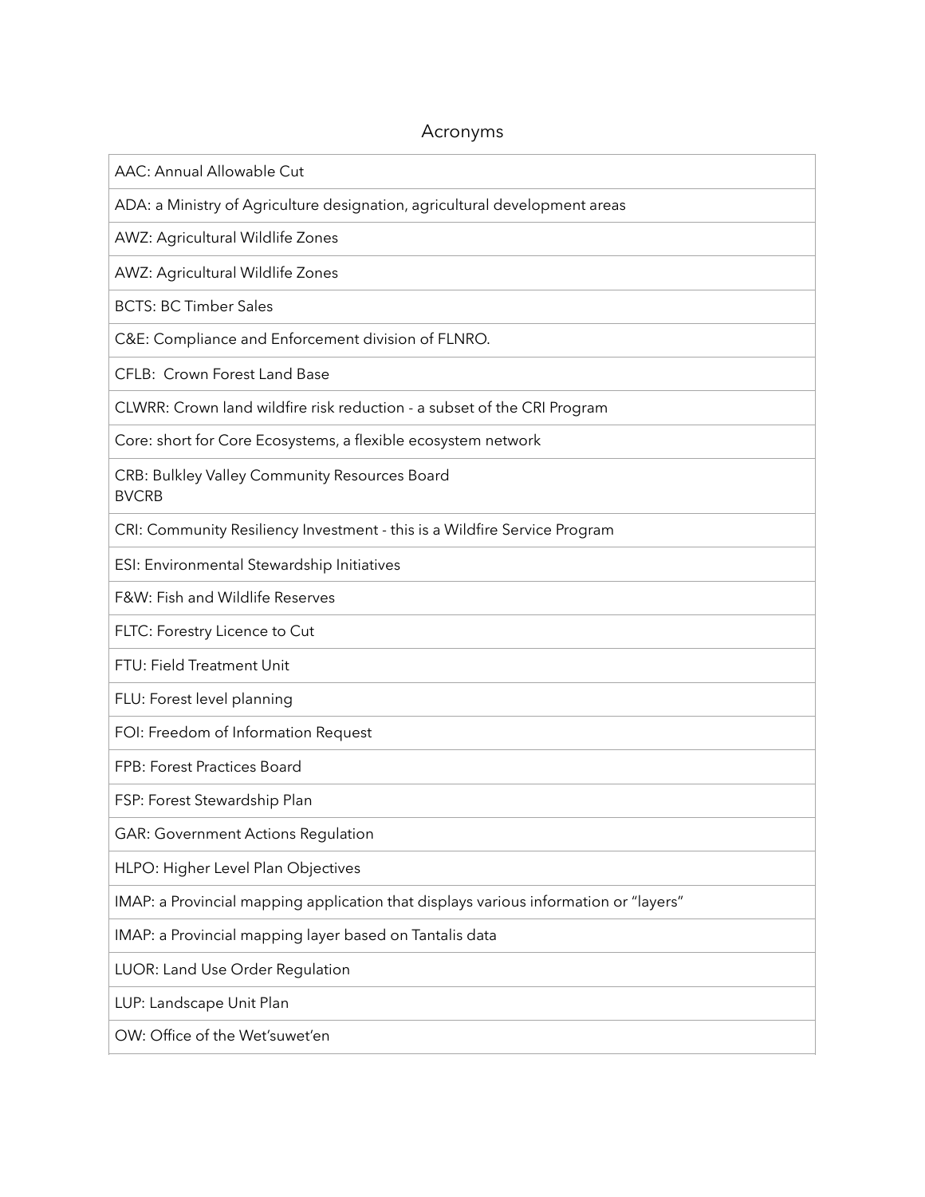# Acronyms

| |
|---|
| AAC: Annual Allowable Cut |
| ADA: a Ministry of Agriculture designation, agricultural development areas |
| AWZ: Agricultural Wildlife Zones |
| AWZ: Agricultural Wildlife Zones |
| BCTS: BC Timber Sales |
| C&E: Compliance and Enforcement division of FLNRO. |
| CFLB: Crown Forest Land Base |
| CLWRR: Crown land wildfire risk reduction - a subset of the CRI Program |
| Core: short for Core Ecosystems, a flexible ecosystem network |
| CRB: Bulkley Valley Community Resources Board<br>BVCRB |
| CRI: Community Resiliency Investment - this is a Wildfire Service Program |
| ESI: Environmental Stewardship Initiatives |
| F&W: Fish and Wildlife Reserves |
| FLTC: Forestry Licence to Cut |
| FTU: Field Treatment Unit |
| FLU: Forest level planning |
| FOI: Freedom of Information Request |
| FPB: Forest Practices Board |
| FSP: Forest Stewardship Plan |
| GAR: Government Actions Regulation |
| HLPO: Higher Level Plan Objectives |
| IMAP: a Provincial mapping application that displays various information or "layers" |
| IMAP: a Provincial mapping layer based on Tantalis data |
| LUOR: Land Use Order Regulation |
| LUP: Landscape Unit Plan |
| OW: Office of the Wet'suwet'en |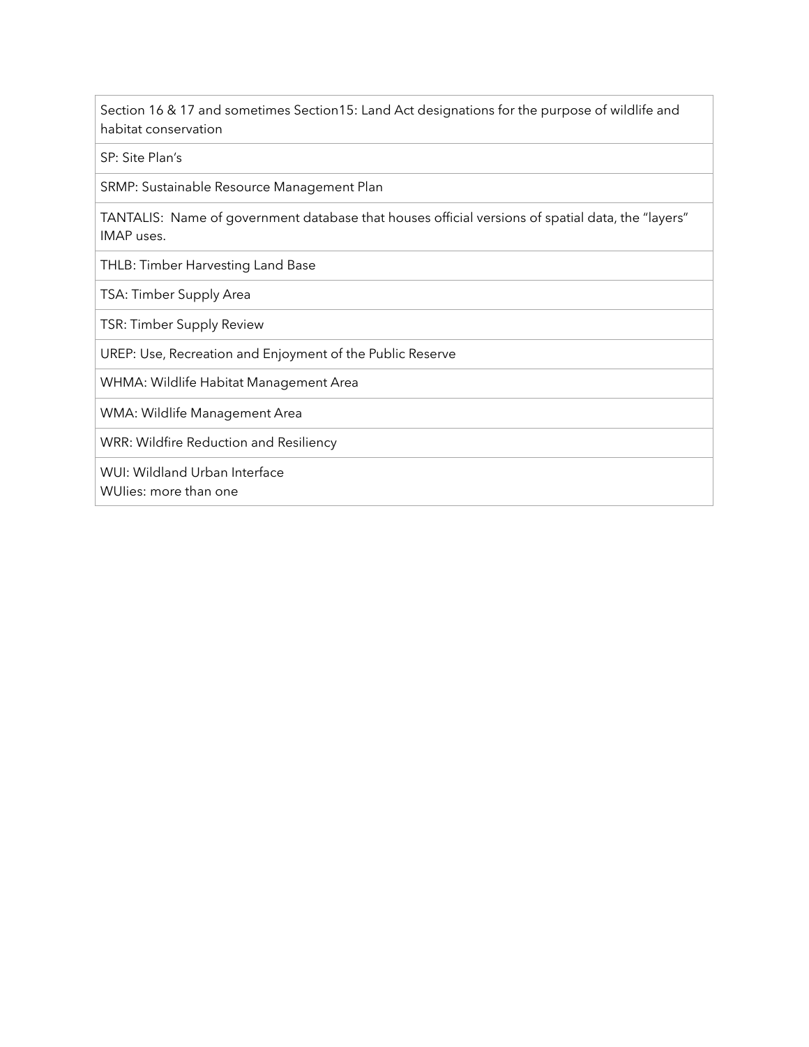| |
|---|
| Section 16 & 17 and sometimes Section15: Land Act designations for the purpose of wildlife and habitat conservation |
| SP: Site Plan's |
| SRMP: Sustainable Resource Management Plan |
| TANTALIS:  Name of government database that houses official versions of spatial data, the "layers" IMAP uses. |
| THLB: Timber Harvesting Land Base |
| TSA: Timber Supply Area |
| TSR: Timber Supply Review |
| UREP: Use, Recreation and Enjoyment of the Public Reserve |
| WHMA: Wildlife Habitat Management Area |
| WMA: Wildlife Management Area |
| WRR: Wildfire Reduction and Resiliency |
| WUI: Wildland Urban Interface<br>WUIies: more than one |